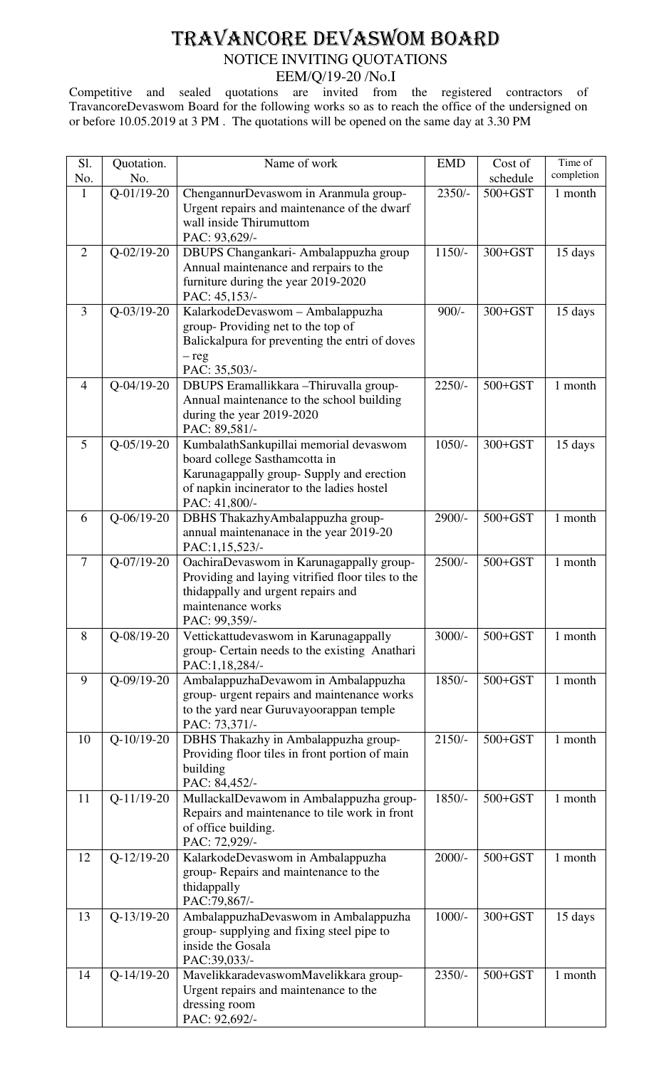# TRAVANCORE DEVASWOM BOARD

## NOTICE INVITING QUOTATIONS

### EEM/Q/19-20 /No.I

Competitive and sealed quotations are invited from the registered contractors of TravancoreDevaswom Board for the following works so as to reach the office of the undersigned on or before 10.05.2019 at 3 PM . The quotations will be opened on the same day at 3.30 PM

| Sl. No. | Quotation. No. | Name of work | EMD | Cost of schedule | Time of completion |
|---|---|---|---|---|---|
| 1 | Q-01/19-20 | ChengannurDevaswom in Aranmula group- Urgent repairs and maintenance of the dwarf wall inside Thirumuttom PAC: 93,629/- | 2350/- | 500+GST | 1 month |
| 2 | Q-02/19-20 | DBUPS Changankari- Ambalappuzha group Annual maintenance and rerpairs to the furniture during the year 2019-2020 PAC: 45,153/- | 1150/- | 300+GST | 15 days |
| 3 | Q-03/19-20 | KalarkodeDevaswom – Ambalappuzha group- Providing net to the top of Balickalpura for preventing the entri of doves – reg PAC: 35,503/- | 900/- | 300+GST | 15 days |
| 4 | Q-04/19-20 | DBUPS Eramallikkara –Thiruvalla group- Annual maintenance to the school building during the year 2019-2020 PAC: 89,581/- | 2250/- | 500+GST | 1 month |
| 5 | Q-05/19-20 | KumbalathSankupillai memorial devaswom board college Sasthamcotta in Karunagappally group- Supply and erection of napkin incinerator to the ladies hostel PAC: 41,800/- | 1050/- | 300+GST | 15 days |
| 6 | Q-06/19-20 | DBHS ThakazhyAmbalappuzha group- annual maintenanace in the year 2019-20 PAC:1,15,523/- | 2900/- | 500+GST | 1 month |
| 7 | Q-07/19-20 | OachiraDevaswom in Karunagappally group- Providing and laying vitrified floor tiles to the thidappally and urgent repairs and maintenance works PAC: 99,359/- | 2500/- | 500+GST | 1 month |
| 8 | Q-08/19-20 | Vettickattudevaswom in Karunagappally group- Certain needs to the existing Anathari PAC:1,18,284/- | 3000/- | 500+GST | 1 month |
| 9 | Q-09/19-20 | AmbalappuzhaDevawom in Ambalappuzha group- urgent repairs and maintenance works to the yard near Guruvayoorappan temple PAC: 73,371/- | 1850/- | 500+GST | 1 month |
| 10 | Q-10/19-20 | DBHS Thakazhy in Ambalappuzha group- Providing floor tiles in front portion of main building PAC: 84,452/- | 2150/- | 500+GST | 1 month |
| 11 | Q-11/19-20 | MullackalDevawom in Ambalappuzha group- Repairs and maintenance to tile work in front of office building. PAC: 72,929/- | 1850/- | 500+GST | 1 month |
| 12 | Q-12/19-20 | KalarkodeDevaswom in Ambalappuzha group- Repairs and maintenance to the thidappally PAC:79,867/- | 2000/- | 500+GST | 1 month |
| 13 | Q-13/19-20 | AmbalappuzhaDevaswom in Ambalappuzha group- supplying and fixing steel pipe to inside the Gosala PAC:39,033/- | 1000/- | 300+GST | 15 days |
| 14 | Q-14/19-20 | MavelikkaradevaswomMavelikkara group- Urgent repairs and maintenance to the dressing room PAC: 92,692/- | 2350/- | 500+GST | 1 month |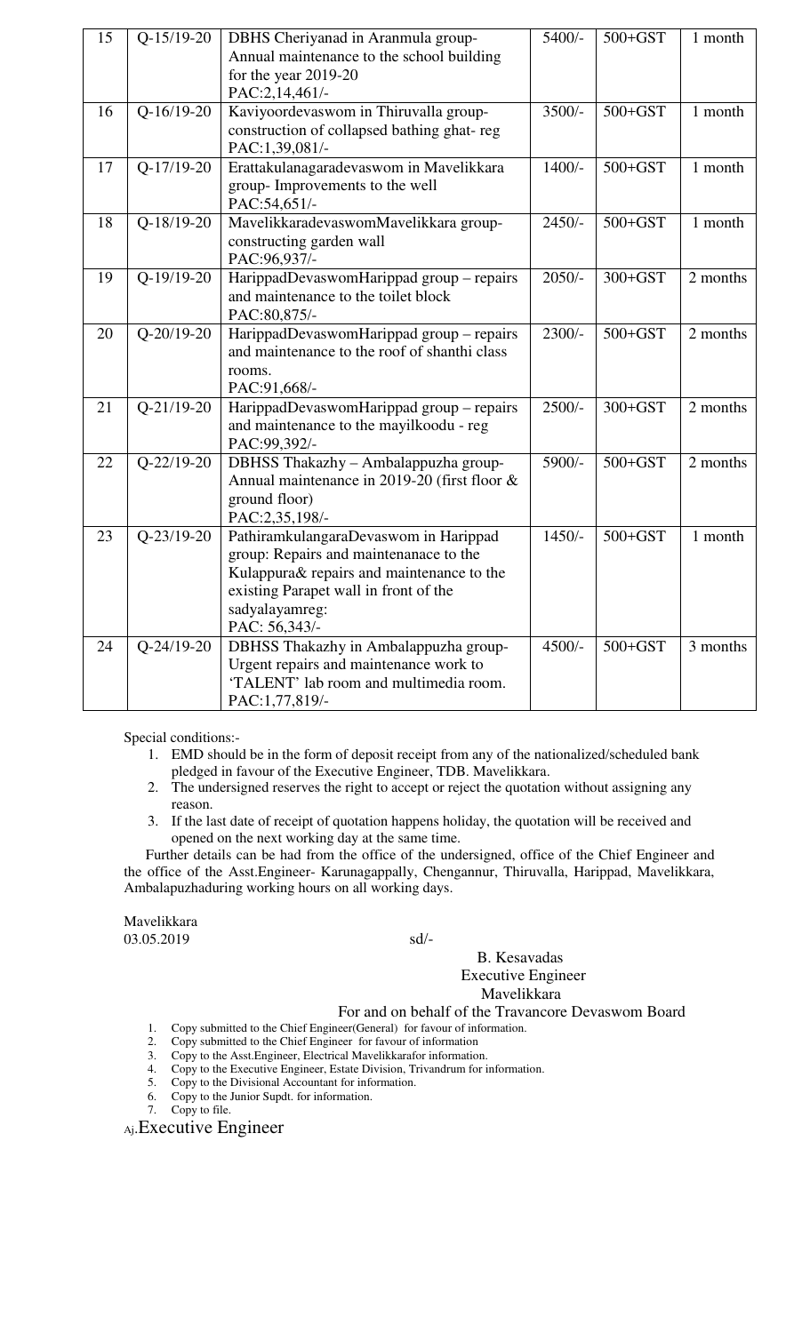| | | | | | |
|---|---|---|---|---|---|
| 15 | Q-15/19-20 | DBHS Cheriyanad in Aranmula group- Annual maintenance to the school building for the year 2019-20 PAC:2,14,461/- | 5400/- | 500+GST | 1 month |
| 16 | Q-16/19-20 | Kaviyoordevaswom in Thiruvalla group- construction of collapsed bathing ghat- reg PAC:1,39,081/- | 3500/- | 500+GST | 1 month |
| 17 | Q-17/19-20 | Erattakulanagaradevaswom in Mavelikkara group- Improvements to the well PAC:54,651/- | 1400/- | 500+GST | 1 month |
| 18 | Q-18/19-20 | MavelikkaradevaswomMavelikkara group- constructing garden wall PAC:96,937/- | 2450/- | 500+GST | 1 month |
| 19 | Q-19/19-20 | HarippadDevaswomHarippad group – repairs and maintenance to the toilet block PAC:80,875/- | 2050/- | 300+GST | 2 months |
| 20 | Q-20/19-20 | HarippadDevaswomHarippad group – repairs and maintenance to the roof of shanthi class rooms. PAC:91,668/- | 2300/- | 500+GST | 2 months |
| 21 | Q-21/19-20 | HarippadDevaswomHarippad group – repairs and maintenance to the mayilkoodu - reg PAC:99,392/- | 2500/- | 300+GST | 2 months |
| 22 | Q-22/19-20 | DBHSS Thakazhy – Ambalappuzha group- Annual maintenance in 2019-20 (first floor & ground floor) PAC:2,35,198/- | 5900/- | 500+GST | 2 months |
| 23 | Q-23/19-20 | PathiramkulangaraDevaswom in Harippad group: Repairs and maintenanace to the Kulappura& repairs and maintenance to the existing Parapet wall in front of the sadyalayamreg: PAC: 56,343/- | 1450/- | 500+GST | 1 month |
| 24 | Q-24/19-20 | DBHSS Thakazhy in Ambalappuzha group- Urgent repairs and maintenance work to 'TALENT' lab room and multimedia room. PAC:1,77,819/- | 4500/- | 500+GST | 3 months |

Special conditions:-

1. EMD should be in the form of deposit receipt from any of the nationalized/scheduled bank pledged in favour of the Executive Engineer, TDB. Mavelikkara.
2. The undersigned reserves the right to accept or reject the quotation without assigning any reason.
3. If the last date of receipt of quotation happens holiday, the quotation will be received and opened on the next working day at the same time.

Further details can be had from the office of the undersigned, office of the Chief Engineer and the office of the Asst.Engineer- Karunagappally, Chengannur, Thiruvalla, Harippad, Mavelikkara, Ambalapuzhaduring working hours on all working days.

Mavelikkara
03.05.2019

sd/-

B. Kesavadas
Executive Engineer
Mavelikkara
For and on behalf of the Travancore Devaswom Board

1. Copy submitted to the Chief Engineer(General) for favour of information.
2. Copy submitted to the Chief Engineer for favour of information
3. Copy to the Asst.Engineer, Electrical Mavelikkarafor information.
4. Copy to the Executive Engineer, Estate Division, Trivandrum for information.
5. Copy to the Divisional Accountant for information.
6. Copy to the Junior Supdt. for information.
7. Copy to file.

Aj.Executive Engineer